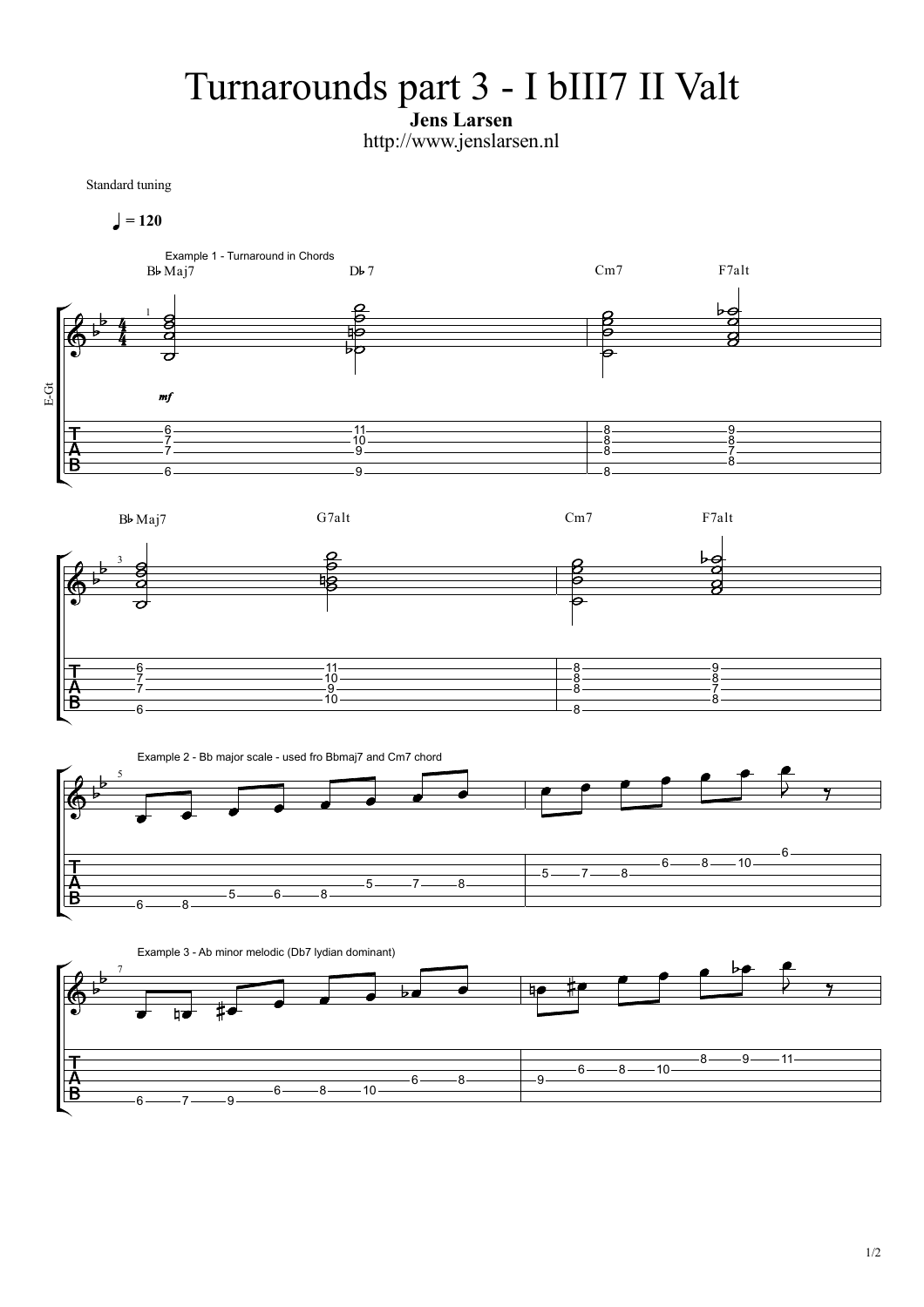# Turnarounds part 3 - I bIII7 II Valt

**Jens Larsen**

http://www.jenslarsen.nl

Standard tuning

♩ = 120

Example 1 - Turnaround in Chords

Bb Maj7 — Db7 — Cm7 — F7alt

Bb Maj7 — G7alt — Cm7 — F7alt

Example 2 - Bb major scale - used fro Bbmaj7 and Cm7 chord

Example 3 - Ab minor melodic (Db7 lydian dominant)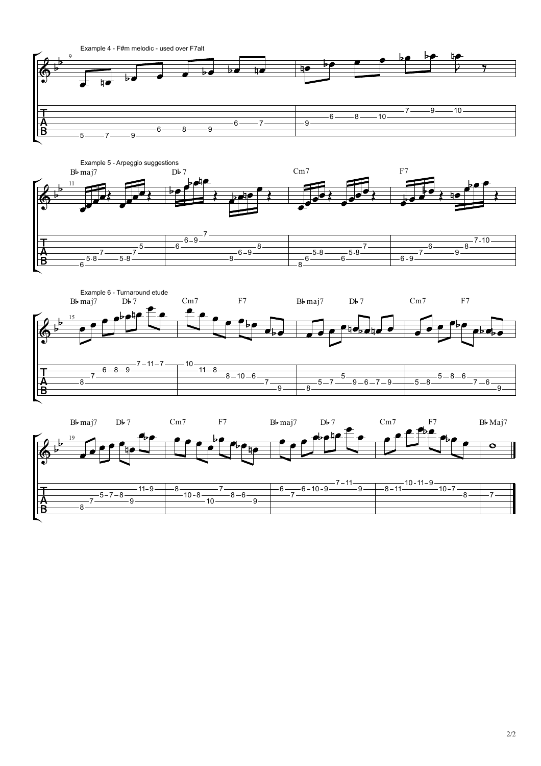Example 4 - F#m melodic - used over F7alt

Example 5 - Arpeggio suggestions

Example 6 - Turnaround etude